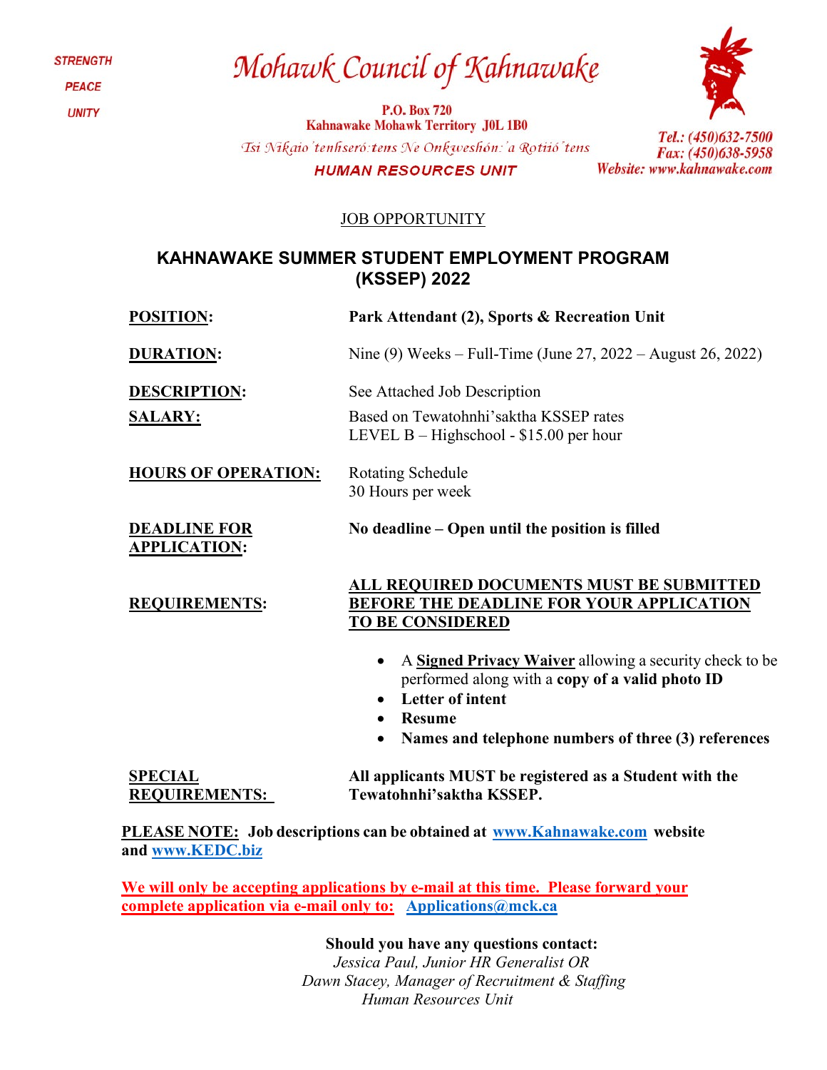STRENGTH

PEACE

UNITY

# Mohawk Council of Kahnawake

**P.O. Box 720**
**Kahnawake Mohawk Territory J0L 1B0**

*Tsi Nikaio'tenhseró:tens Ne Onkweshón:'a Rotiió'tens*

**HUMAN RESOURCES UNIT**

*Tel.: (450)632-7500*
*Fax: (450)638-5958*
*Website: www.kahnawake.com*

JOB OPPORTUNITY

## KAHNAWAKE SUMMER STUDENT EMPLOYMENT PROGRAM (KSSEP) 2022

**POSITION:** **Park Attendant (2), Sports & Recreation Unit**

**DURATION:** Nine (9) Weeks – Full-Time (June 27, 2022 – August 26, 2022)

**DESCRIPTION:** See Attached Job Description

**SALARY:** Based on Tewatohnhi'saktha KSSEP rates
LEVEL B – Highschool - $15.00 per hour

**HOURS OF OPERATION:** Rotating Schedule
30 Hours per week

**DEADLINE FOR APPLICATION:** **No deadline – Open until the position is filled**

**REQUIREMENTS:** **ALL REQUIRED DOCUMENTS MUST BE SUBMITTED BEFORE THE DEADLINE FOR YOUR APPLICATION TO BE CONSIDERED**

- A **Signed Privacy Waiver** allowing a security check to be performed along with a **copy of a valid photo ID**
- **Letter of intent**
- **Resume**
- **Names and telephone numbers of three (3) references**

**SPECIAL REQUIREMENTS:** **All applicants MUST be registered as a Student with the Tewatohnhi'saktha KSSEP.**

**PLEASE NOTE: Job descriptions can be obtained at www.Kahnawake.com website and www.KEDC.biz**

**We will only be accepting applications by e-mail at this time. Please forward your complete application via e-mail only to: Applications@mck.ca**

**Should you have any questions contact:**
*Jessica Paul, Junior HR Generalist OR*
*Dawn Stacey, Manager of Recruitment & Staffing*
*Human Resources Unit*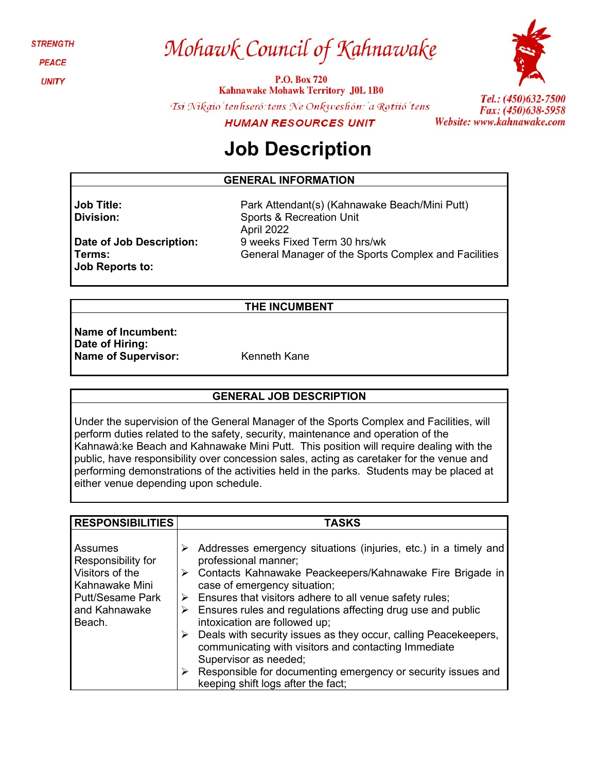STRENGTH

PEACE

UNITY

# Mohawk Council of Kahnawake

P.O. Box 720
Kahnawake Mohawk Territory J0L 1B0

Tsi Nikaio'tenhseró:tens Ne Onkweshón:'a Rotiió'tens

HUMAN RESOURCES UNIT

Tel.: (450)632-7500
Fax: (450)638-5958
Website: www.kahnawake.com

# Job Description

| GENERAL INFORMATION | |
|---|---|
| **Job Title:** | Park Attendant(s) (Kahnawake Beach/Mini Putt) |
| **Division:** | Sports & Recreation Unit |
| **Date of Job Description:** | April 2022 |
| **Terms:** | 9 weeks Fixed Term 30 hrs/wk |
| **Job Reports to:** | General Manager of the Sports Complex and Facilities |

| THE INCUMBENT | |
|---|---|
| **Name of Incumbent:** | |
| **Date of Hiring:** | |
| **Name of Supervisor:** | Kenneth Kane |

**GENERAL JOB DESCRIPTION**

Under the supervision of the General Manager of the Sports Complex and Facilities, will perform duties related to the safety, security, maintenance and operation of the Kahnawà:ke Beach and Kahnawake Mini Putt. This position will require dealing with the public, have responsibility over concession sales, acting as caretaker for the venue and performing demonstrations of the activities held in the parks. Students may be placed at either venue depending upon schedule.

| RESPONSIBILITIES | TASKS |
|---|---|
| Assumes Responsibility for Visitors of the Kahnawake Mini Putt/Sesame Park and Kahnawake Beach. | ➢ Addresses emergency situations (injuries, etc.) in a timely and professional manner;<br>➢ Contacts Kahnawake Peackeepers/Kahnawake Fire Brigade in case of emergency situation;<br>➢ Ensures that visitors adhere to all venue safety rules;<br>➢ Ensures rules and regulations affecting drug use and public intoxication are followed up;<br>➢ Deals with security issues as they occur, calling Peacekeepers, communicating with visitors and contacting Immediate Supervisor as needed;<br>➢ Responsible for documenting emergency or security issues and keeping shift logs after the fact; |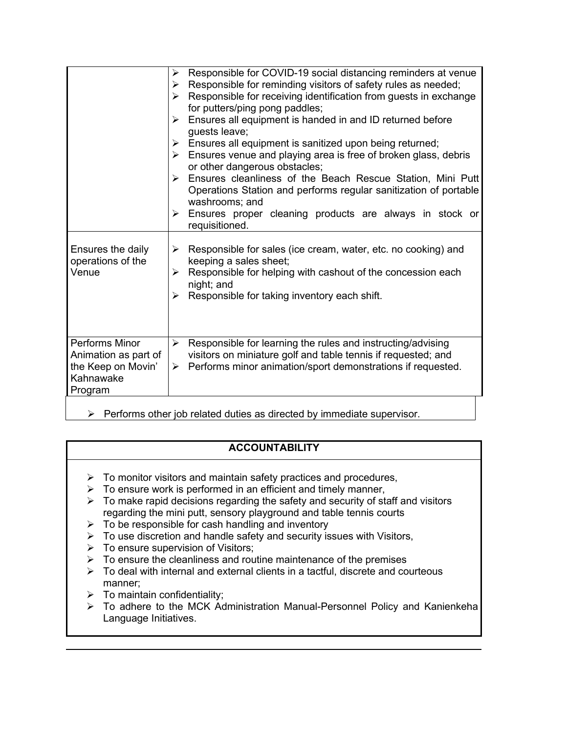| | |
|---|---|
| | ➢ Responsible for COVID-19 social distancing reminders at venue<br>➢ Responsible for reminding visitors of safety rules as needed;<br>➢ Responsible for receiving identification from guests in exchange for putters/ping pong paddles;<br>➢ Ensures all equipment is handed in and ID returned before guests leave;<br>➢ Ensures all equipment is sanitized upon being returned;<br>➢ Ensures venue and playing area is free of broken glass, debris or other dangerous obstacles;<br>➢ Ensures cleanliness of the Beach Rescue Station, Mini Putt Operations Station and performs regular sanitization of portable washrooms; and<br>➢ Ensures proper cleaning products are always in stock or requisitioned. |
| Ensures the daily operations of the Venue | ➢ Responsible for sales (ice cream, water, etc. no cooking) and keeping a sales sheet;<br>➢ Responsible for helping with cashout of the concession each night; and<br>➢ Responsible for taking inventory each shift. |
| Performs Minor Animation as part of the Keep on Movin' Kahnawake Program | ➢ Responsible for learning the rules and instructing/advising visitors on miniature golf and table tennis if requested; and<br>➢ Performs minor animation/sport demonstrations if requested. |

➢ Performs other job related duties as directed by immediate supervisor.

## ACCOUNTABILITY

- ➢ To monitor visitors and maintain safety practices and procedures,
- ➢ To ensure work is performed in an efficient and timely manner,
- ➢ To make rapid decisions regarding the safety and security of staff and visitors regarding the mini putt, sensory playground and table tennis courts
- ➢ To be responsible for cash handling and inventory
- ➢ To use discretion and handle safety and security issues with Visitors,
- ➢ To ensure supervision of Visitors;
- ➢ To ensure the cleanliness and routine maintenance of the premises
- ➢ To deal with internal and external clients in a tactful, discrete and courteous manner;
- ➢ To maintain confidentiality;
- ➢ To adhere to the MCK Administration Manual-Personnel Policy and Kanienkeha Language Initiatives.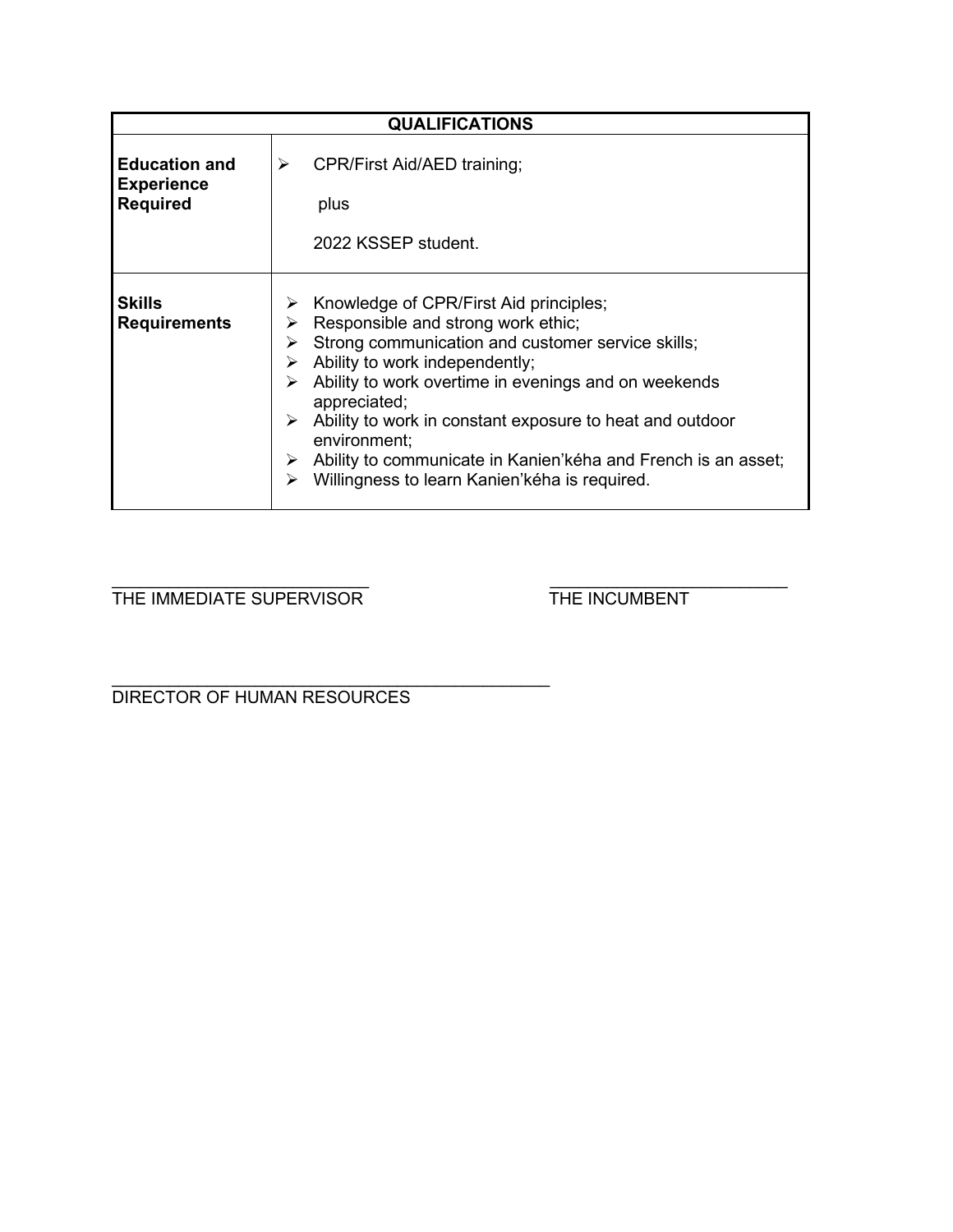| QUALIFICATIONS | |
|---|---|
| **Education and Experience Required** | ➢ CPR/First Aid/AED training;<br><br>plus<br><br>2022 KSSEP student. |
| **Skills Requirements** | ➢ Knowledge of CPR/First Aid principles;<br>➢ Responsible and strong work ethic;<br>➢ Strong communication and customer service skills;<br>➢ Ability to work independently;<br>➢ Ability to work overtime in evenings and on weekends appreciated;<br>➢ Ability to work in constant exposure to heat and outdoor environment;<br>➢ Ability to communicate in Kanien'kéha and French is an asset;<br>➢ Willingness to learn Kanien'kéha is required. |

___________________________ THE IMMEDIATE SUPERVISOR

___________________________ THE INCUMBENT

___________________________________________ DIRECTOR OF HUMAN RESOURCES